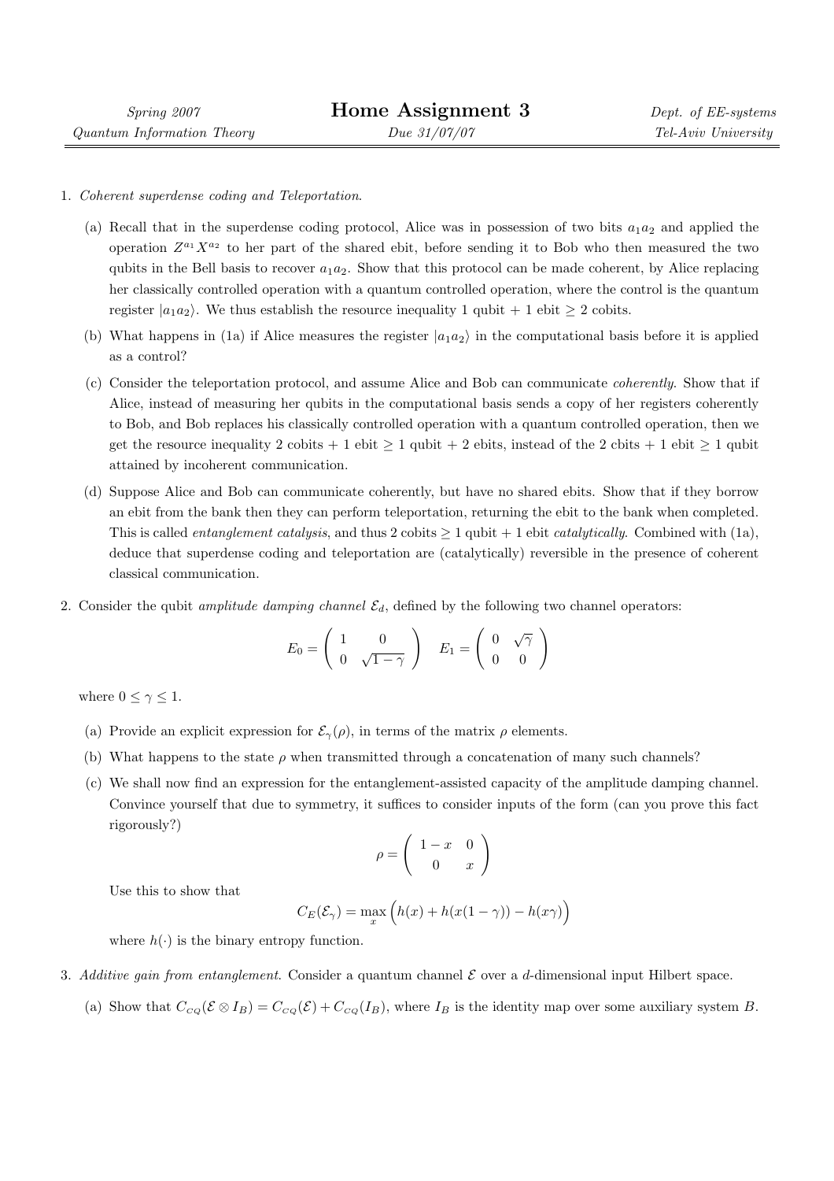| Spring 2007 | **Home Assignment 3** | Dept. of EE-systems |
|---|---|---|
| Quantum Information Theory | Due 31/07/07 | Tel-Aviv University |

1. *Coherent superdense coding and Teleportation.*

   (a) Recall that in the superdense coding protocol, Alice was in possession of two bits $a_1 a_2$ and applied the operation $Z^{a_1} X^{a_2}$ to her part of the shared ebit, before sending it to Bob who then measured the two qubits in the Bell basis to recover $a_1 a_2$. Show that this protocol can be made coherent, by Alice replacing her classically controlled operation with a quantum controlled operation, where the control is the quantum register $|a_1 a_2\rangle$. We thus establish the resource inequality 1 qubit + 1 ebit $\geq$ 2 cobits.

   (b) What happens in (1a) if Alice measures the register $|a_1 a_2\rangle$ in the computational basis before it is applied as a control?

   (c) Consider the teleportation protocol, and assume Alice and Bob can communicate *coherently*. Show that if Alice, instead of measuring her qubits in the computational basis sends a copy of her registers coherently to Bob, and Bob replaces his classically controlled operation with a quantum controlled operation, then we get the resource inequality 2 cobits + 1 ebit $\geq$ 1 qubit + 2 ebits, instead of the 2 cbits + 1 ebit $\geq$ 1 qubit attained by incoherent communication.

   (d) Suppose Alice and Bob can communicate coherently, but have no shared ebits. Show that if they borrow an ebit from the bank then they can perform teleportation, returning the ebit to the bank when completed. This is called *entanglement catalysis*, and thus 2 cobits $\geq$ 1 qubit + 1 ebit *catalytically*. Combined with (1a), deduce that superdense coding and teleportation are (catalytically) reversible in the presence of coherent classical communication.

2. Consider the qubit *amplitude damping channel* $\mathcal{E}_d$, defined by the following two channel operators:

$$E_0 = \begin{pmatrix} 1 & 0 \\ 0 & \sqrt{1-\gamma} \end{pmatrix} \quad E_1 = \begin{pmatrix} 0 & \sqrt{\gamma} \\ 0 & 0 \end{pmatrix}$$

   where $0 \leq \gamma \leq 1$.

   (a) Provide an explicit expression for $\mathcal{E}_\gamma(\rho)$, in terms of the matrix $\rho$ elements.

   (b) What happens to the state $\rho$ when transmitted through a concatenation of many such channels?

   (c) We shall now find an expression for the entanglement-assisted capacity of the amplitude damping channel. Convince yourself that due to symmetry, it suffices to consider inputs of the form (can you prove this fact rigorously?)

$$\rho = \begin{pmatrix} 1-x & 0 \\ 0 & x \end{pmatrix}$$

   Use this to show that

$$C_E(\mathcal{E}_\gamma) = \max_x \Big( h(x) + h(x(1-\gamma)) - h(x\gamma) \Big)$$

   where $h(\cdot)$ is the binary entropy function.

3. *Additive gain from entanglement.* Consider a quantum channel $\mathcal{E}$ over a $d$-dimensional input Hilbert space.

   (a) Show that $C_{CQ}(\mathcal{E} \otimes I_B) = C_{CQ}(\mathcal{E}) + C_{CQ}(I_B)$, where $I_B$ is the identity map over some auxiliary system $B$.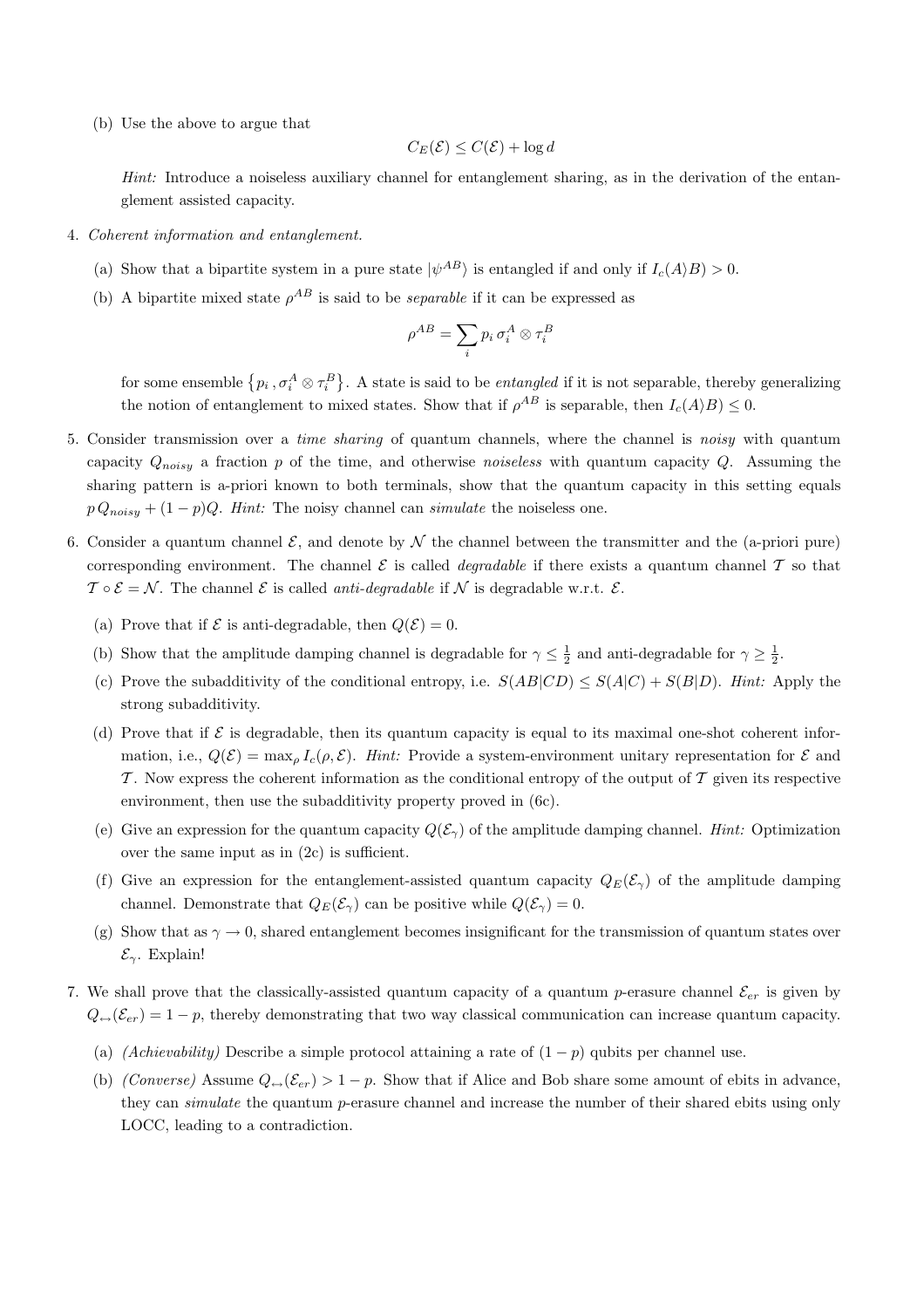(b) Use the above to argue that

$$C_E(\mathcal{E}) \leq C(\mathcal{E}) + \log d$$

*Hint:* Introduce a noiseless auxiliary channel for entanglement sharing, as in the derivation of the entanglement assisted capacity.

4. *Coherent information and entanglement.*

   (a) Show that a bipartite system in a pure state $|\psi^{AB}\rangle$ is entangled if and only if $I_c(A\rangle B) > 0$.

   (b) A bipartite mixed state $\rho^{AB}$ is said to be *separable* if it can be expressed as

   $$\rho^{AB} = \sum_i p_i \, \sigma_i^A \otimes \tau_i^B$$

   for some ensemble $\{p_i \, , \sigma_i^A \otimes \tau_i^B\}$. A state is said to be *entangled* if it is not separable, thereby generalizing the notion of entanglement to mixed states. Show that if $\rho^{AB}$ is separable, then $I_c(A\rangle B) \leq 0$.

5. Consider transmission over a *time sharing* of quantum channels, where the channel is *noisy* with quantum capacity $Q_{noisy}$ a fraction $p$ of the time, and otherwise *noiseless* with quantum capacity $Q$. Assuming the sharing pattern is a-priori known to both terminals, show that the quantum capacity in this setting equals $p\,Q_{noisy} + (1-p)Q$. *Hint:* The noisy channel can *simulate* the noiseless one.

6. Consider a quantum channel $\mathcal{E}$, and denote by $\mathcal{N}$ the channel between the transmitter and the (a-priori pure) corresponding environment. The channel $\mathcal{E}$ is called *degradable* if there exists a quantum channel $\mathcal{T}$ so that $\mathcal{T} \circ \mathcal{E} = \mathcal{N}$. The channel $\mathcal{E}$ is called *anti-degradable* if $\mathcal{N}$ is degradable w.r.t. $\mathcal{E}$.

   (a) Prove that if $\mathcal{E}$ is anti-degradable, then $Q(\mathcal{E}) = 0$.

   (b) Show that the amplitude damping channel is degradable for $\gamma \leq \frac{1}{2}$ and anti-degradable for $\gamma \geq \frac{1}{2}$.

   (c) Prove the subadditivity of the conditional entropy, i.e. $S(AB|CD) \leq S(A|C) + S(B|D)$. *Hint:* Apply the strong subadditivity.

   (d) Prove that if $\mathcal{E}$ is degradable, then its quantum capacity is equal to its maximal one-shot coherent information, i.e., $Q(\mathcal{E}) = \max_\rho I_c(\rho, \mathcal{E})$. *Hint:* Provide a system-environment unitary representation for $\mathcal{E}$ and $\mathcal{T}$. Now express the coherent information as the conditional entropy of the output of $\mathcal{T}$ given its respective environment, then use the subadditivity property proved in (6c).

   (e) Give an expression for the quantum capacity $Q(\mathcal{E}_\gamma)$ of the amplitude damping channel. *Hint:* Optimization over the same input as in (2c) is sufficient.

   (f) Give an expression for the entanglement-assisted quantum capacity $Q_E(\mathcal{E}_\gamma)$ of the amplitude damping channel. Demonstrate that $Q_E(\mathcal{E}_\gamma)$ can be positive while $Q(\mathcal{E}_\gamma) = 0$.

   (g) Show that as $\gamma \to 0$, shared entanglement becomes insignificant for the transmission of quantum states over $\mathcal{E}_\gamma$. Explain!

7. We shall prove that the classically-assisted quantum capacity of a quantum $p$-erasure channel $\mathcal{E}_{er}$ is given by $Q_\leftrightarrow(\mathcal{E}_{er}) = 1 - p$, thereby demonstrating that two way classical communication can increase quantum capacity.

   (a) *(Achievability)* Describe a simple protocol attaining a rate of $(1-p)$ qubits per channel use.

   (b) *(Converse)* Assume $Q_\leftrightarrow(\mathcal{E}_{er}) > 1 - p$. Show that if Alice and Bob share some amount of ebits in advance, they can *simulate* the quantum $p$-erasure channel and increase the number of their shared ebits using only LOCC, leading to a contradiction.